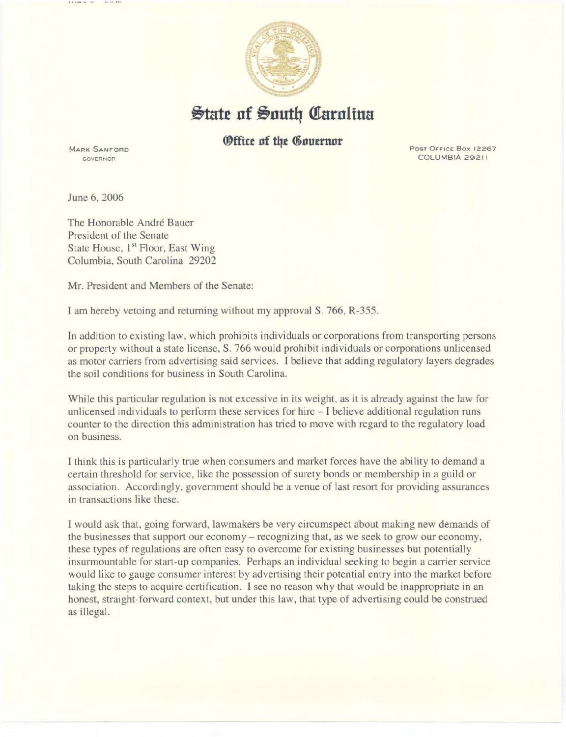# State of South Carolina

## Office of the Governor

MARK SANFORD
GOVERNOR

POST OFFICE BOX 12267
COLUMBIA 29211

June 6, 2006

The Honorable André Bauer
President of the Senate
State House, 1st Floor, East Wing
Columbia, South Carolina 29202

Mr. President and Members of the Senate:

I am hereby vetoing and returning without my approval S. 766, R-355.

In addition to existing law, which prohibits individuals or corporations from transporting persons or property without a state license, S. 766 would prohibit individuals or corporations unlicensed as motor carriers from advertising said services. I believe that adding regulatory layers degrades the soil conditions for business in South Carolina.

While this particular regulation is not excessive in its weight, as it is already against the law for unlicensed individuals to perform these services for hire – I believe additional regulation runs counter to the direction this administration has tried to move with regard to the regulatory load on business.

I think this is particularly true when consumers and market forces have the ability to demand a certain threshold for service, like the possession of surety bonds or membership in a guild or association. Accordingly, government should be a venue of last resort for providing assurances in transactions like these.

I would ask that, going forward, lawmakers be very circumspect about making new demands of the businesses that support our economy – recognizing that, as we seek to grow our economy, these types of regulations are often easy to overcome for existing businesses but potentially insurmountable for start-up companies. Perhaps an individual seeking to begin a carrier service would like to gauge consumer interest by advertising their potential entry into the market before taking the steps to acquire certification. I see no reason why that would be inappropriate in an honest, straight-forward context, but under this law, that type of advertising could be construed as illegal.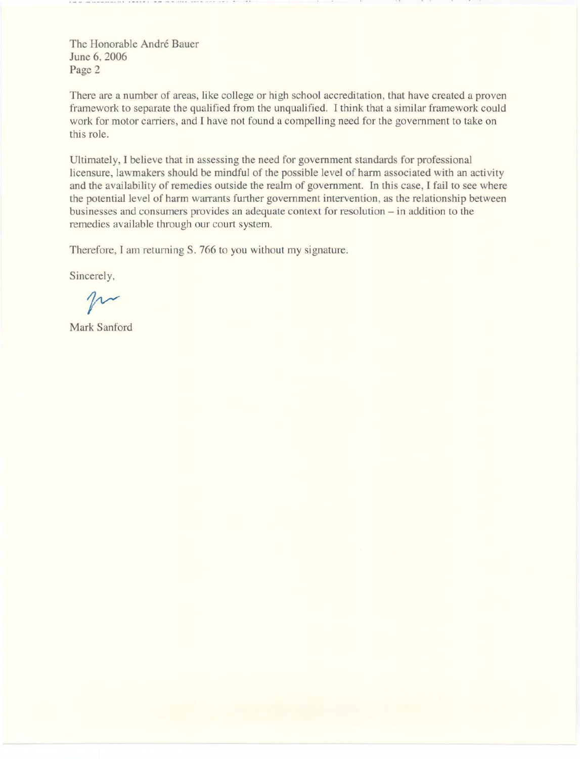The Honorable André Bauer
June 6, 2006
Page 2

There are a number of areas, like college or high school accreditation, that have created a proven framework to separate the qualified from the unqualified. I think that a similar framework could work for motor carriers, and I have not found a compelling need for the government to take on this role.

Ultimately, I believe that in assessing the need for government standards for professional licensure, lawmakers should be mindful of the possible level of harm associated with an activity and the availability of remedies outside the realm of government. In this case, I fail to see where the potential level of harm warrants further government intervention, as the relationship between businesses and consumers provides an adequate context for resolution – in addition to the remedies available through our court system.

Therefore, I am returning S. 766 to you without my signature.

Sincerely,

Mark Sanford